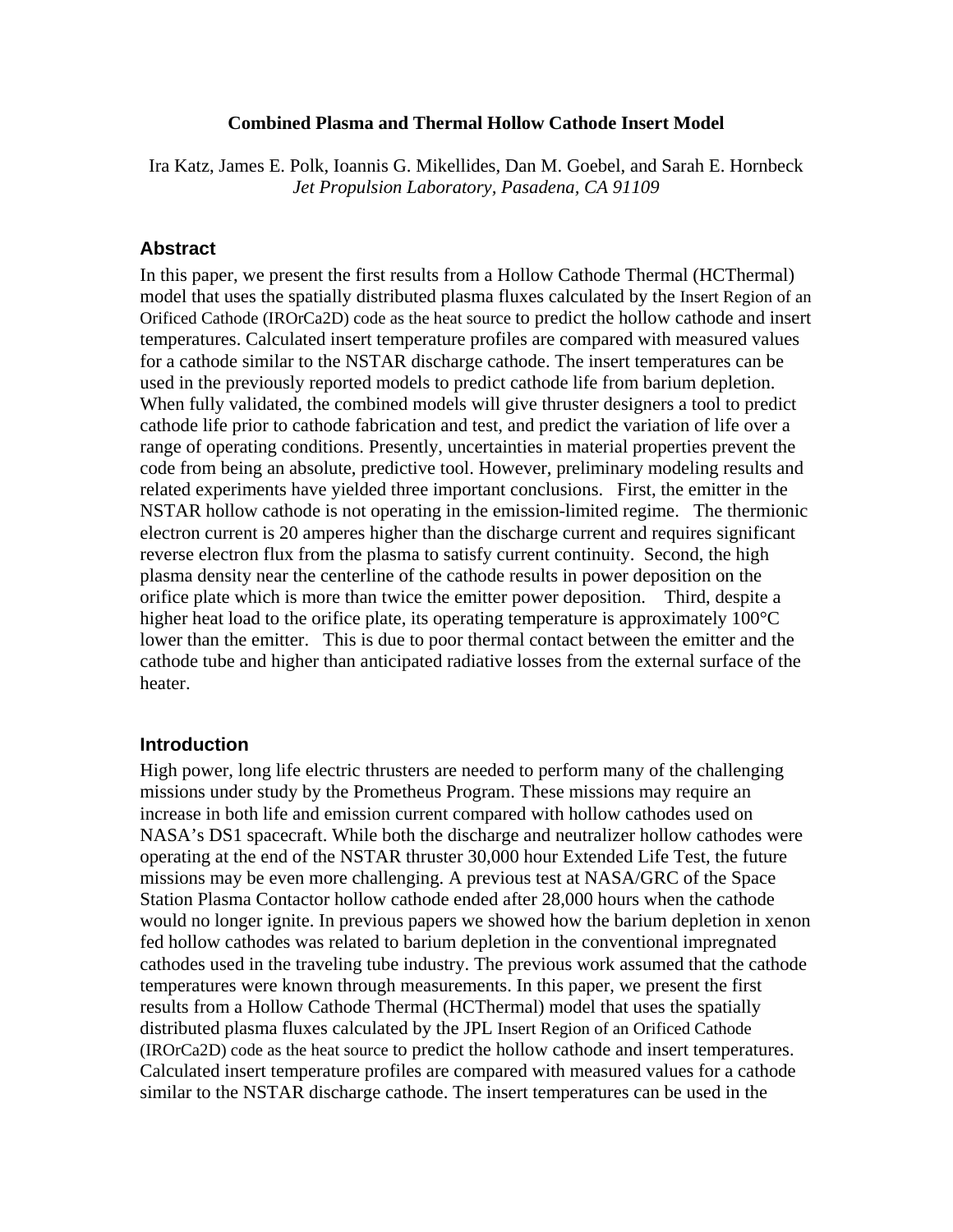# Combined Plasma and Thermal Hollow Cathode Insert Model

Ira Katz, James E. Polk, Ioannis G. Mikellides, Dan M. Goebel, and Sarah E. Hornbeck
*Jet Propulsion Laboratory, Pasadena, CA 91109*

## Abstract

In this paper, we present the first results from a Hollow Cathode Thermal (HCThermal) model that uses the spatially distributed plasma fluxes calculated by the Insert Region of an Orificed Cathode (IROrCa2D) code as the heat source to predict the hollow cathode and insert temperatures. Calculated insert temperature profiles are compared with measured values for a cathode similar to the NSTAR discharge cathode. The insert temperatures can be used in the previously reported models to predict cathode life from barium depletion. When fully validated, the combined models will give thruster designers a tool to predict cathode life prior to cathode fabrication and test, and predict the variation of life over a range of operating conditions. Presently, uncertainties in material properties prevent the code from being an absolute, predictive tool. However, preliminary modeling results and related experiments have yielded three important conclusions. First, the emitter in the NSTAR hollow cathode is not operating in the emission-limited regime. The thermionic electron current is 20 amperes higher than the discharge current and requires significant reverse electron flux from the plasma to satisfy current continuity. Second, the high plasma density near the centerline of the cathode results in power deposition on the orifice plate which is more than twice the emitter power deposition. Third, despite a higher heat load to the orifice plate, its operating temperature is approximately 100°C lower than the emitter. This is due to poor thermal contact between the emitter and the cathode tube and higher than anticipated radiative losses from the external surface of the heater.

## Introduction

High power, long life electric thrusters are needed to perform many of the challenging missions under study by the Prometheus Program. These missions may require an increase in both life and emission current compared with hollow cathodes used on NASA's DS1 spacecraft. While both the discharge and neutralizer hollow cathodes were operating at the end of the NSTAR thruster 30,000 hour Extended Life Test, the future missions may be even more challenging. A previous test at NASA/GRC of the Space Station Plasma Contactor hollow cathode ended after 28,000 hours when the cathode would no longer ignite. In previous papers we showed how the barium depletion in xenon fed hollow cathodes was related to barium depletion in the conventional impregnated cathodes used in the traveling tube industry. The previous work assumed that the cathode temperatures were known through measurements. In this paper, we present the first results from a Hollow Cathode Thermal (HCThermal) model that uses the spatially distributed plasma fluxes calculated by the JPL Insert Region of an Orificed Cathode (IROrCa2D) code as the heat source to predict the hollow cathode and insert temperatures. Calculated insert temperature profiles are compared with measured values for a cathode similar to the NSTAR discharge cathode. The insert temperatures can be used in the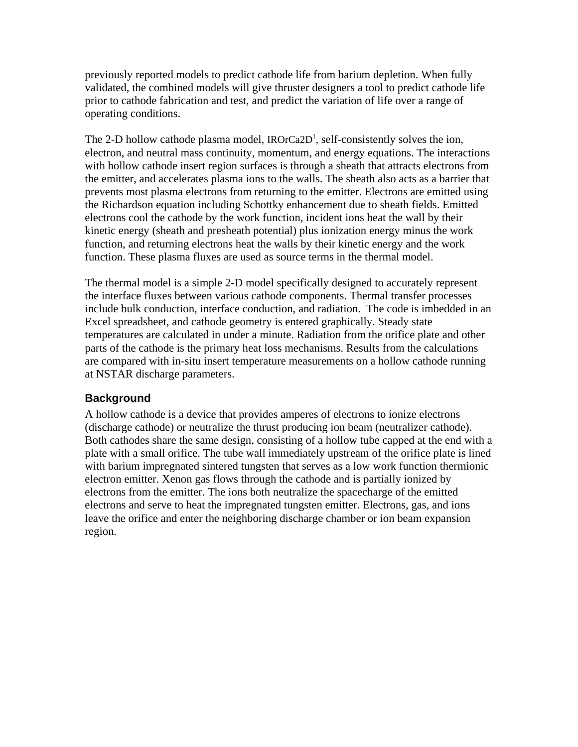previously reported models to predict cathode life from barium depletion. When fully validated, the combined models will give thruster designers a tool to predict cathode life prior to cathode fabrication and test, and predict the variation of life over a range of operating conditions.

The 2-D hollow cathode plasma model, IROrCa2D[1], self-consistently solves the ion, electron, and neutral mass continuity, momentum, and energy equations. The interactions with hollow cathode insert region surfaces is through a sheath that attracts electrons from the emitter, and accelerates plasma ions to the walls. The sheath also acts as a barrier that prevents most plasma electrons from returning to the emitter. Electrons are emitted using the Richardson equation including Schottky enhancement due to sheath fields. Emitted electrons cool the cathode by the work function, incident ions heat the wall by their kinetic energy (sheath and presheath potential) plus ionization energy minus the work function, and returning electrons heat the walls by their kinetic energy and the work function. These plasma fluxes are used as source terms in the thermal model.

The thermal model is a simple 2-D model specifically designed to accurately represent the interface fluxes between various cathode components. Thermal transfer processes include bulk conduction, interface conduction, and radiation. The code is imbedded in an Excel spreadsheet, and cathode geometry is entered graphically. Steady state temperatures are calculated in under a minute. Radiation from the orifice plate and other parts of the cathode is the primary heat loss mechanisms. Results from the calculations are compared with in-situ insert temperature measurements on a hollow cathode running at NSTAR discharge parameters.

## Background

A hollow cathode is a device that provides amperes of electrons to ionize electrons (discharge cathode) or neutralize the thrust producing ion beam (neutralizer cathode). Both cathodes share the same design, consisting of a hollow tube capped at the end with a plate with a small orifice. The tube wall immediately upstream of the orifice plate is lined with barium impregnated sintered tungsten that serves as a low work function thermionic electron emitter. Xenon gas flows through the cathode and is partially ionized by electrons from the emitter. The ions both neutralize the spacecharge of the emitted electrons and serve to heat the impregnated tungsten emitter. Electrons, gas, and ions leave the orifice and enter the neighboring discharge chamber or ion beam expansion region.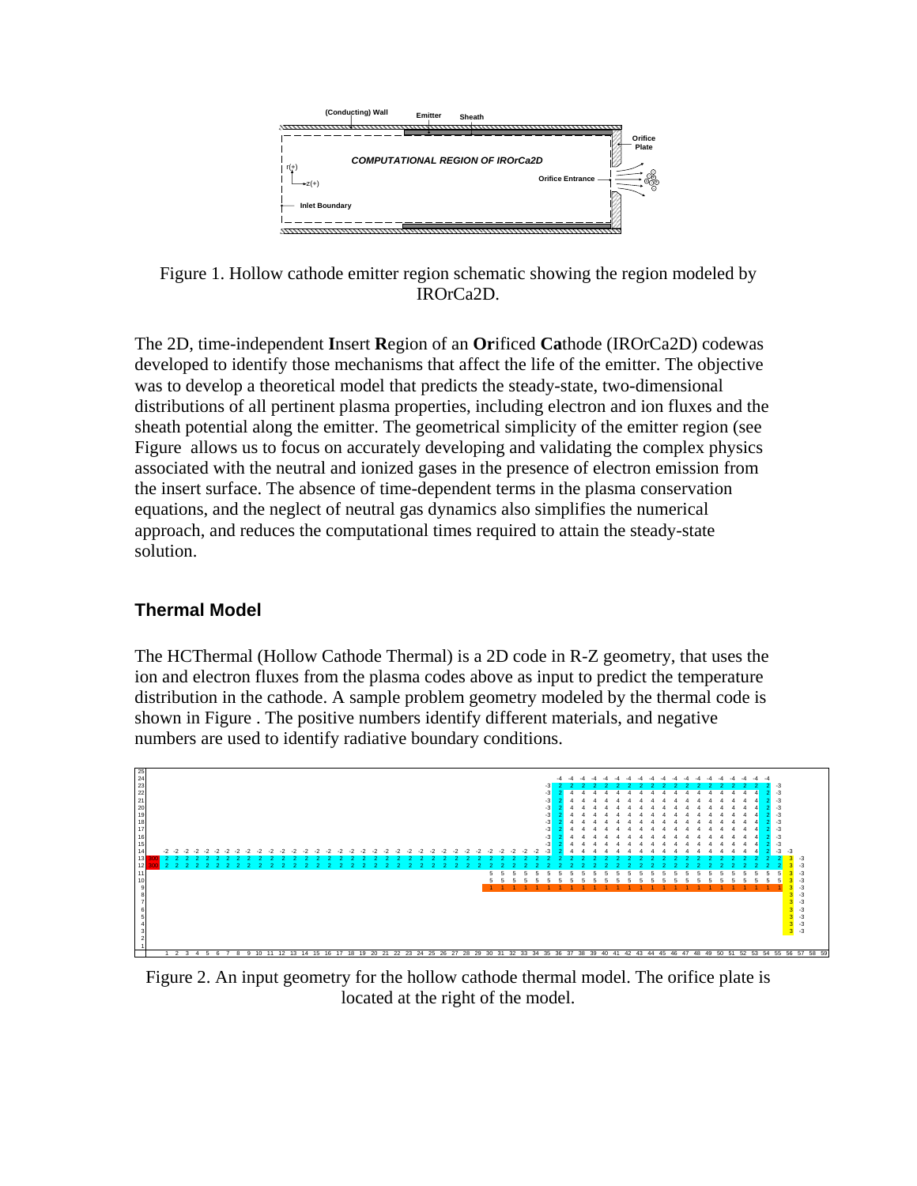Figure 1. Hollow cathode emitter region schematic showing the region modeled by IROrCa2D.

The 2D, time-independent **I**nsert **R**egion of an **Or**ificed **Ca**thode (IROrCa2D) codewas developed to identify those mechanisms that affect the life of the emitter. The objective was to develop a theoretical model that predicts the steady-state, two-dimensional distributions of all pertinent plasma properties, including electron and ion fluxes and the sheath potential along the emitter. The geometrical simplicity of the emitter region (see Figure allows us to focus on accurately developing and validating the complex physics associated with the neutral and ionized gases in the presence of electron emission from the insert surface. The absence of time-dependent terms in the plasma conservation equations, and the neglect of neutral gas dynamics also simplifies the numerical approach, and reduces the computational times required to attain the steady-state solution.

## Thermal Model

The HCThermal (Hollow Cathode Thermal) is a 2D code in R-Z geometry, that uses the ion and electron fluxes from the plasma codes above as input to predict the temperature distribution in the cathode. A sample problem geometry modeled by the thermal code is shown in Figure . The positive numbers identify different materials, and negative numbers are used to identify radiative boundary conditions.

Figure 2. An input geometry for the hollow cathode thermal model. The orifice plate is located at the right of the model.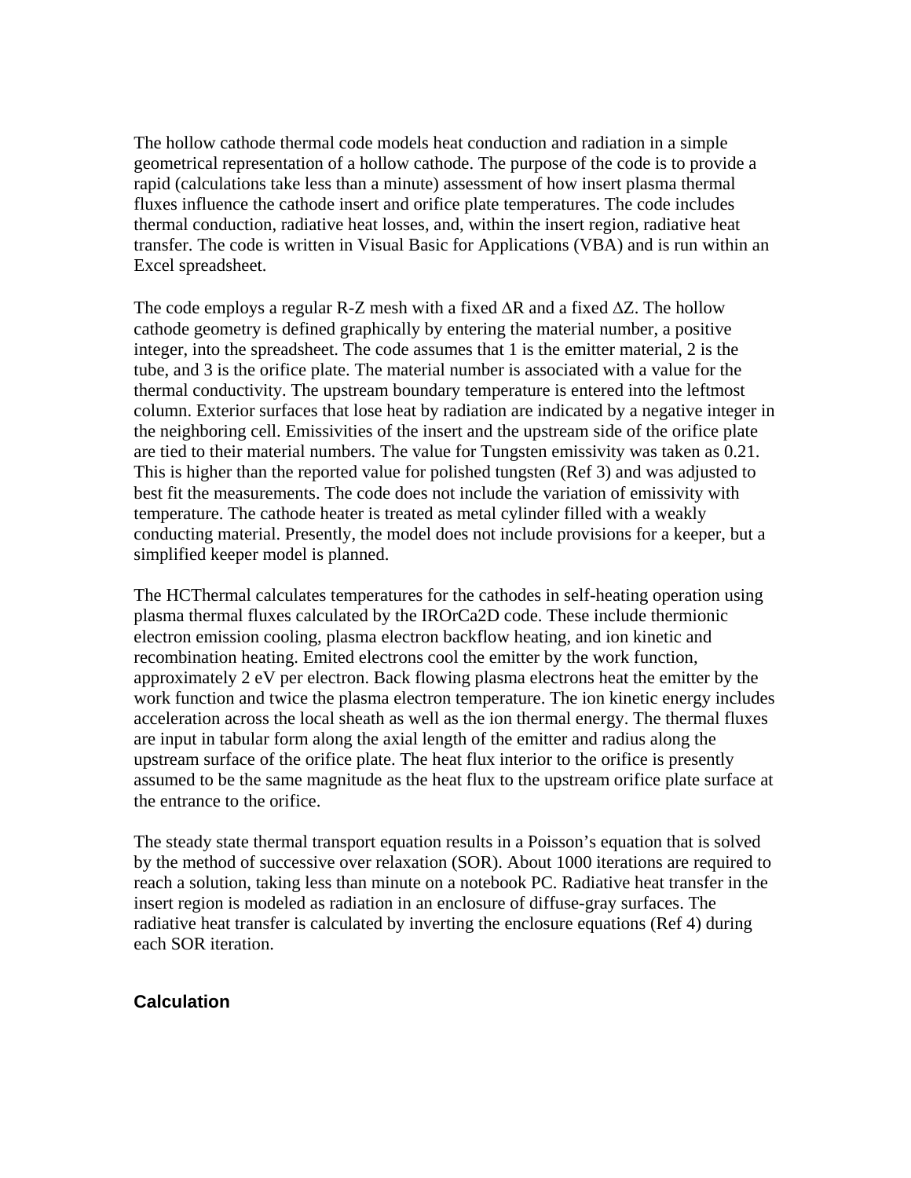The hollow cathode thermal code models heat conduction and radiation in a simple geometrical representation of a hollow cathode. The purpose of the code is to provide a rapid (calculations take less than a minute) assessment of how insert plasma thermal fluxes influence the cathode insert and orifice plate temperatures. The code includes thermal conduction, radiative heat losses, and, within the insert region, radiative heat transfer. The code is written in Visual Basic for Applications (VBA) and is run within an Excel spreadsheet.

The code employs a regular R-Z mesh with a fixed $\Delta R$ and a fixed $\Delta Z$. The hollow cathode geometry is defined graphically by entering the material number, a positive integer, into the spreadsheet. The code assumes that 1 is the emitter material, 2 is the tube, and 3 is the orifice plate. The material number is associated with a value for the thermal conductivity. The upstream boundary temperature is entered into the leftmost column. Exterior surfaces that lose heat by radiation are indicated by a negative integer in the neighboring cell. Emissivities of the insert and the upstream side of the orifice plate are tied to their material numbers. The value for Tungsten emissivity was taken as 0.21. This is higher than the reported value for polished tungsten (Ref 3) and was adjusted to best fit the measurements. The code does not include the variation of emissivity with temperature. The cathode heater is treated as metal cylinder filled with a weakly conducting material. Presently, the model does not include provisions for a keeper, but a simplified keeper model is planned.

The HCThermal calculates temperatures for the cathodes in self-heating operation using plasma thermal fluxes calculated by the IROrCa2D code. These include thermionic electron emission cooling, plasma electron backflow heating, and ion kinetic and recombination heating. Emited electrons cool the emitter by the work function, approximately 2 eV per electron. Back flowing plasma electrons heat the emitter by the work function and twice the plasma electron temperature. The ion kinetic energy includes acceleration across the local sheath as well as the ion thermal energy. The thermal fluxes are input in tabular form along the axial length of the emitter and radius along the upstream surface of the orifice plate. The heat flux interior to the orifice is presently assumed to be the same magnitude as the heat flux to the upstream orifice plate surface at the entrance to the orifice.

The steady state thermal transport equation results in a Poisson's equation that is solved by the method of successive over relaxation (SOR). About 1000 iterations are required to reach a solution, taking less than minute on a notebook PC. Radiative heat transfer in the insert region is modeled as radiation in an enclosure of diffuse-gray surfaces. The radiative heat transfer is calculated by inverting the enclosure equations (Ref 4) during each SOR iteration.

### Calculation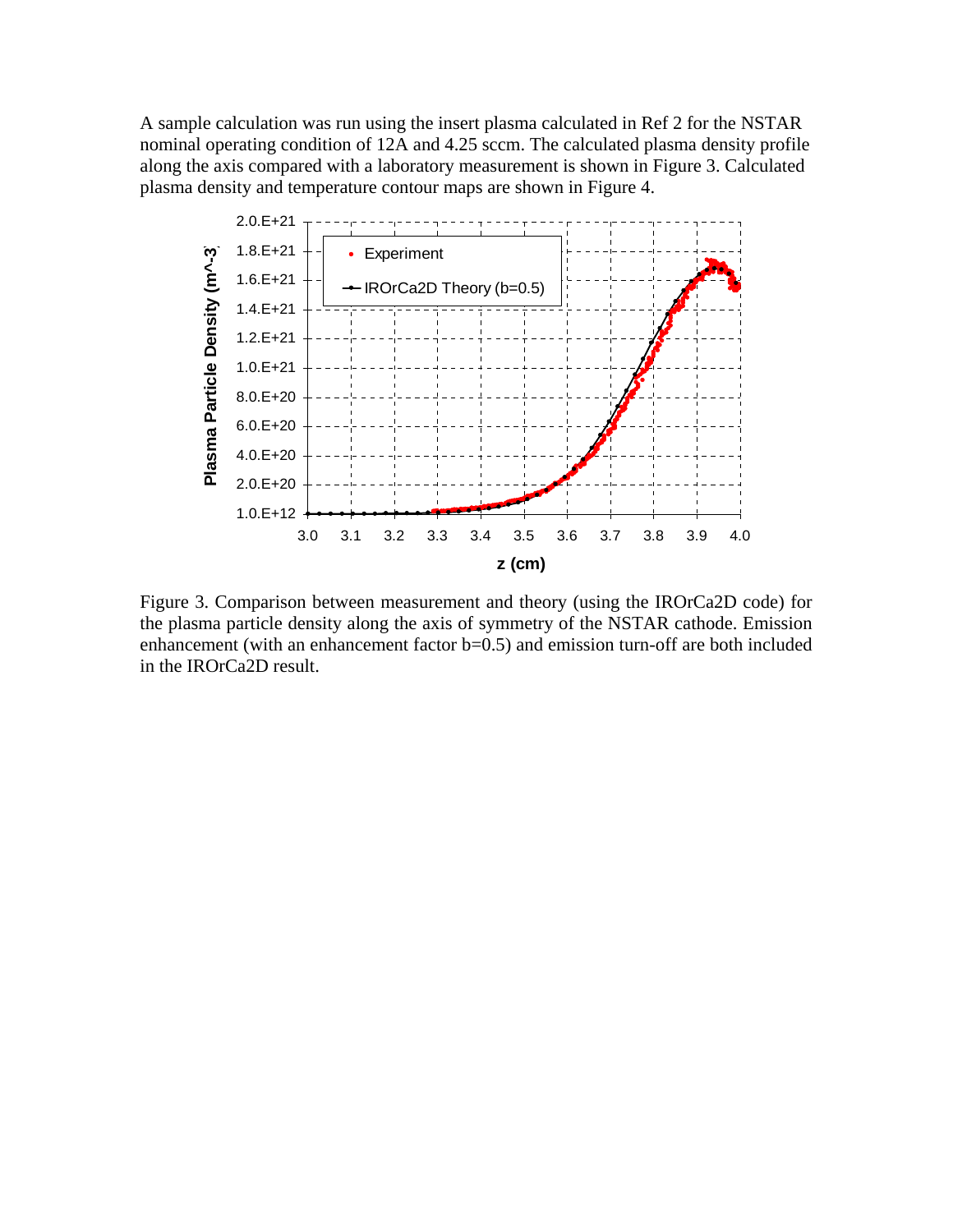A sample calculation was run using the insert plasma calculated in Ref 2 for the NSTAR nominal operating condition of 12A and 4.25 sccm. The calculated plasma density profile along the axis compared with a laboratory measurement is shown in Figure 3. Calculated plasma density and temperature contour maps are shown in Figure 4.

Figure 3. Comparison between measurement and theory (using the IROrCa2D code) for the plasma particle density along the axis of symmetry of the NSTAR cathode. Emission enhancement (with an enhancement factor b=0.5) and emission turn-off are both included in the IROrCa2D result.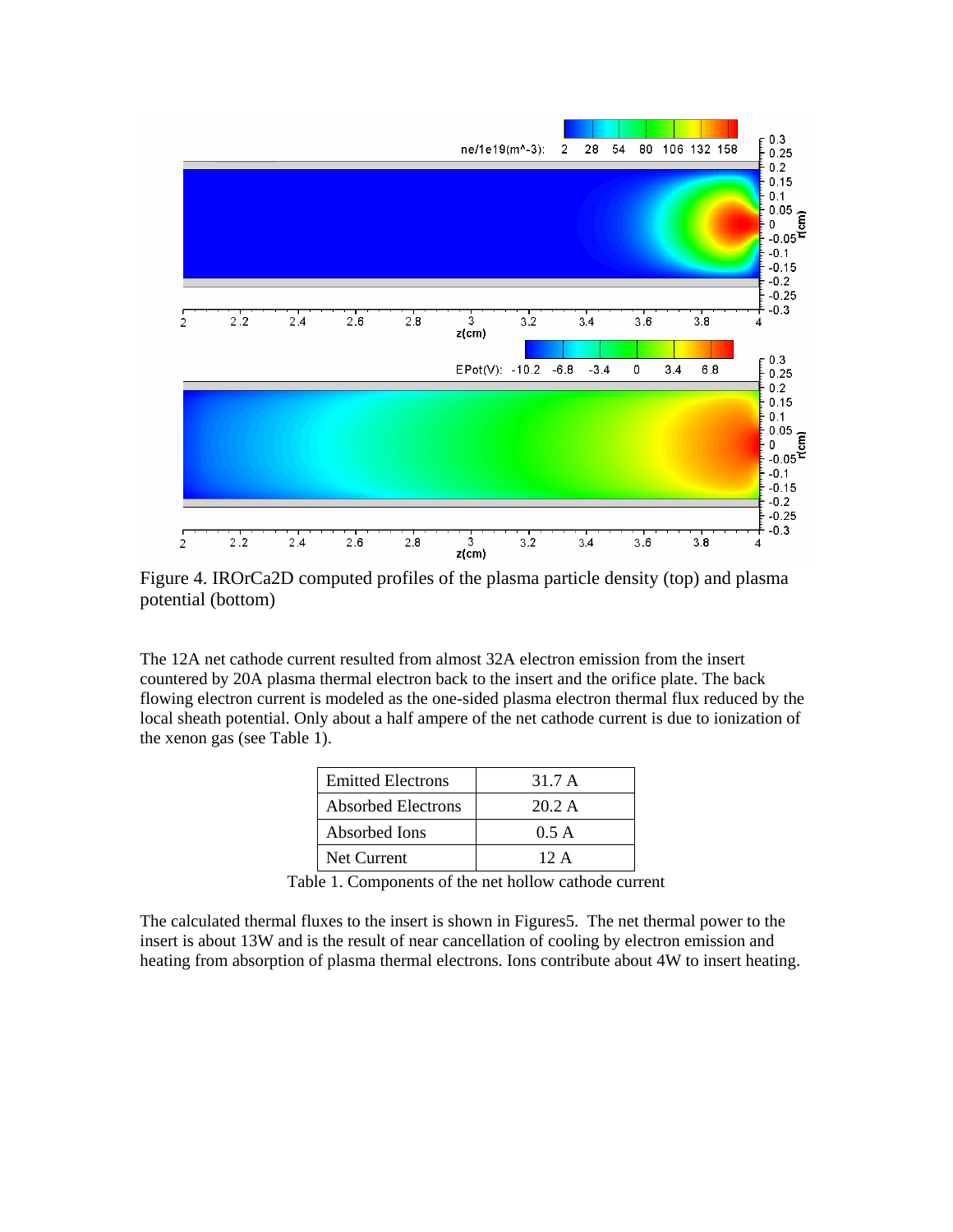Figure 4. IROrCa2D computed profiles of the plasma particle density (top) and plasma potential (bottom)

The 12A net cathode current resulted from almost 32A electron emission from the insert countered by 20A plasma thermal electron back to the insert and the orifice plate. The back flowing electron current is modeled as the one-sided plasma electron thermal flux reduced by the local sheath potential. Only about a half ampere of the net cathode current is due to ionization of the xenon gas (see Table 1).

| Emitted Electrons | 31.7 A |
|---|---|
| Absorbed Electrons | 20.2 A |
| Absorbed Ions | 0.5 A |
| Net Current | 12 A |

Table 1. Components of the net hollow cathode current

The calculated thermal fluxes to the insert is shown in Figures5. The net thermal power to the insert is about 13W and is the result of near cancellation of cooling by electron emission and heating from absorption of plasma thermal electrons. Ions contribute about 4W to insert heating.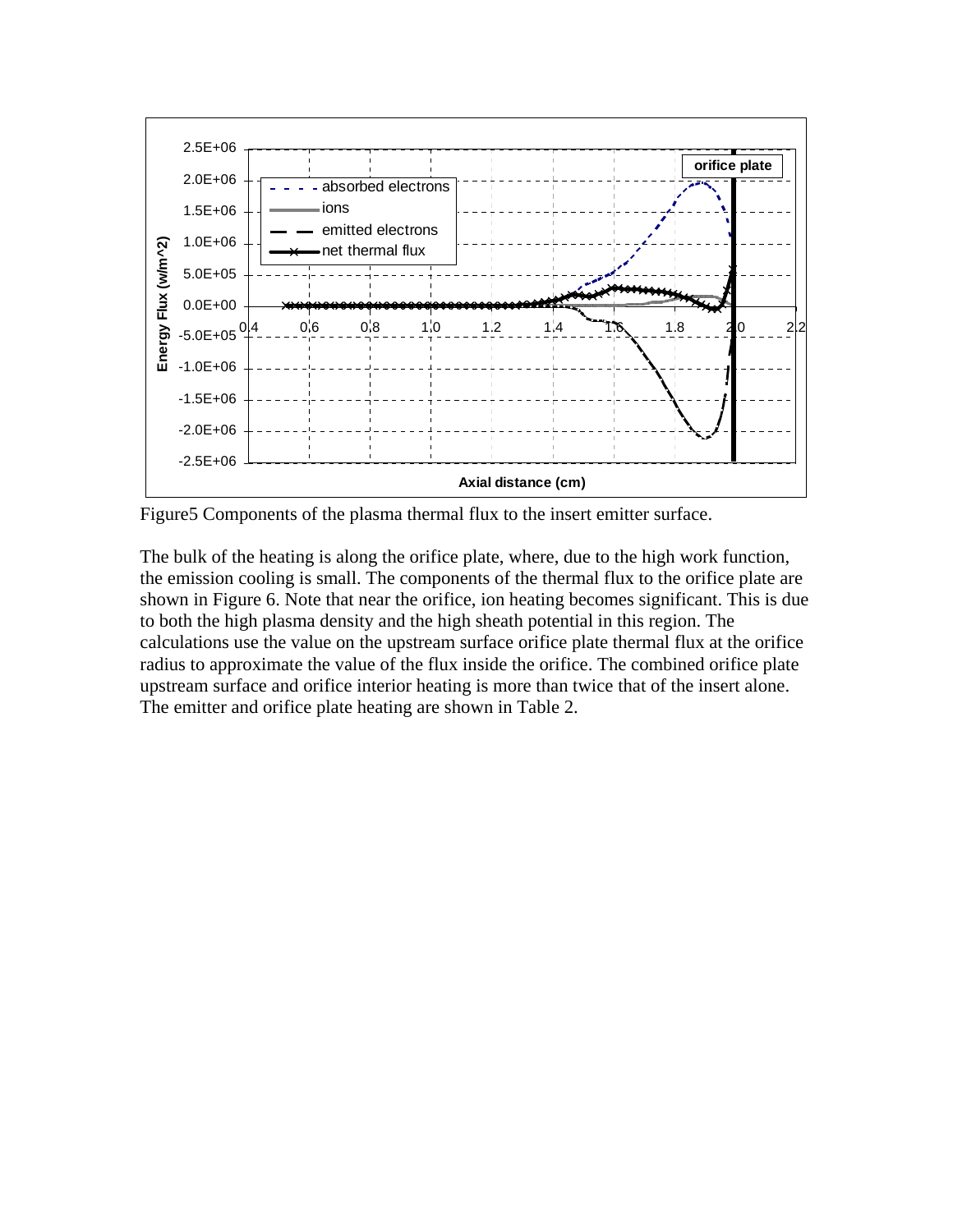Figure5 Components of the plasma thermal flux to the insert emitter surface.

The bulk of the heating is along the orifice plate, where, due to the high work function, the emission cooling is small. The components of the thermal flux to the orifice plate are shown in Figure 6. Note that near the orifice, ion heating becomes significant. This is due to both the high plasma density and the high sheath potential in this region. The calculations use the value on the upstream surface orifice plate thermal flux at the orifice radius to approximate the value of the flux inside the orifice. The combined orifice plate upstream surface and orifice interior heating is more than twice that of the insert alone. The emitter and orifice plate heating are shown in Table 2.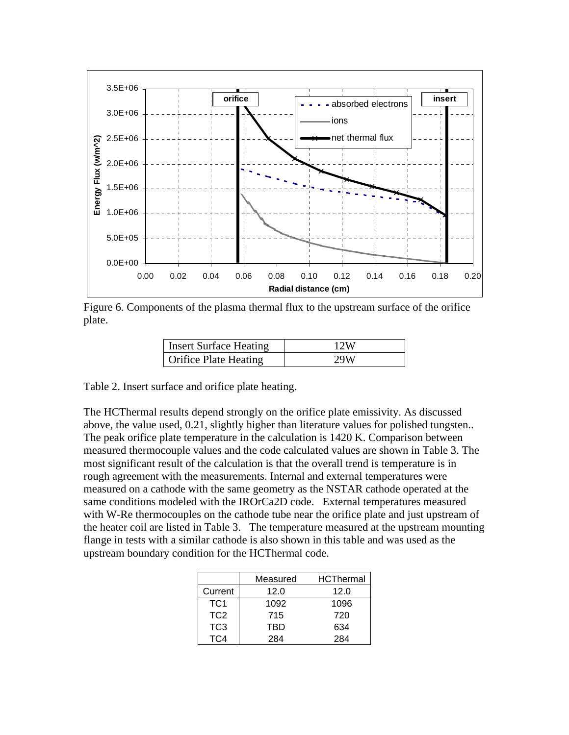Figure 6. Components of the plasma thermal flux to the upstream surface of the orifice plate.

| Insert Surface Heating | 12W |
|---|---|
| Orifice Plate Heating | 29W |

Table 2. Insert surface and orifice plate heating.

The HCThermal results depend strongly on the orifice plate emissivity. As discussed above, the value used, 0.21, slightly higher than literature values for polished tungsten.. The peak orifice plate temperature in the calculation is 1420 K. Comparison between measured thermocouple values and the code calculated values are shown in Table 3. The most significant result of the calculation is that the overall trend is temperature is in rough agreement with the measurements. Internal and external temperatures were measured on a cathode with the same geometry as the NSTAR cathode operated at the same conditions modeled with the IROrCa2D code.   External temperatures measured with W-Re thermocouples on the cathode tube near the orifice plate and just upstream of the heater coil are listed in Table 3.   The temperature measured at the upstream mounting flange in tests with a similar cathode is also shown in this table and was used as the upstream boundary condition for the HCThermal code.

| | Measured | HCThermal |
|---|---|---|
| Current | 12.0 | 12.0 |
| TC1 | 1092 | 1096 |
| TC2 | 715 | 720 |
| TC3 | TBD | 634 |
| TC4 | 284 | 284 |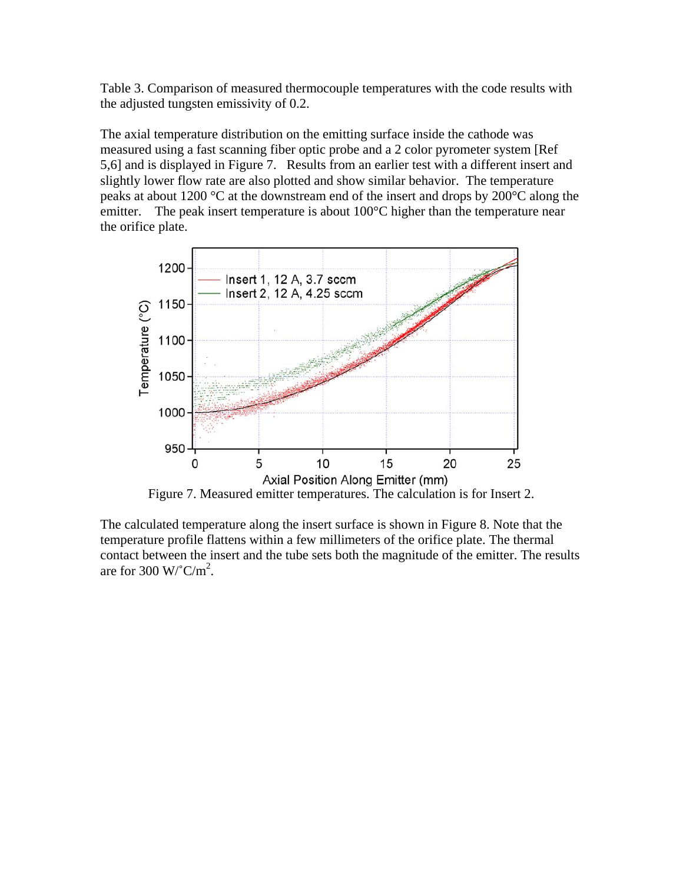Table 3. Comparison of measured thermocouple temperatures with the code results with the adjusted tungsten emissivity of 0.2.

The axial temperature distribution on the emitting surface inside the cathode was measured using a fast scanning fiber optic probe and a 2 color pyrometer system [Ref 5,6] and is displayed in Figure 7. Results from an earlier test with a different insert and slightly lower flow rate are also plotted and show similar behavior. The temperature peaks at about 1200 °C at the downstream end of the insert and drops by 200°C along the emitter. The peak insert temperature is about 100°C higher than the temperature near the orifice plate.

Figure 7. Measured emitter temperatures. The calculation is for Insert 2.

The calculated temperature along the insert surface is shown in Figure 8. Note that the temperature profile flattens within a few millimeters of the orifice plate. The thermal contact between the insert and the tube sets both the magnitude of the emitter. The results are for 300 W/˚C/m$^2$.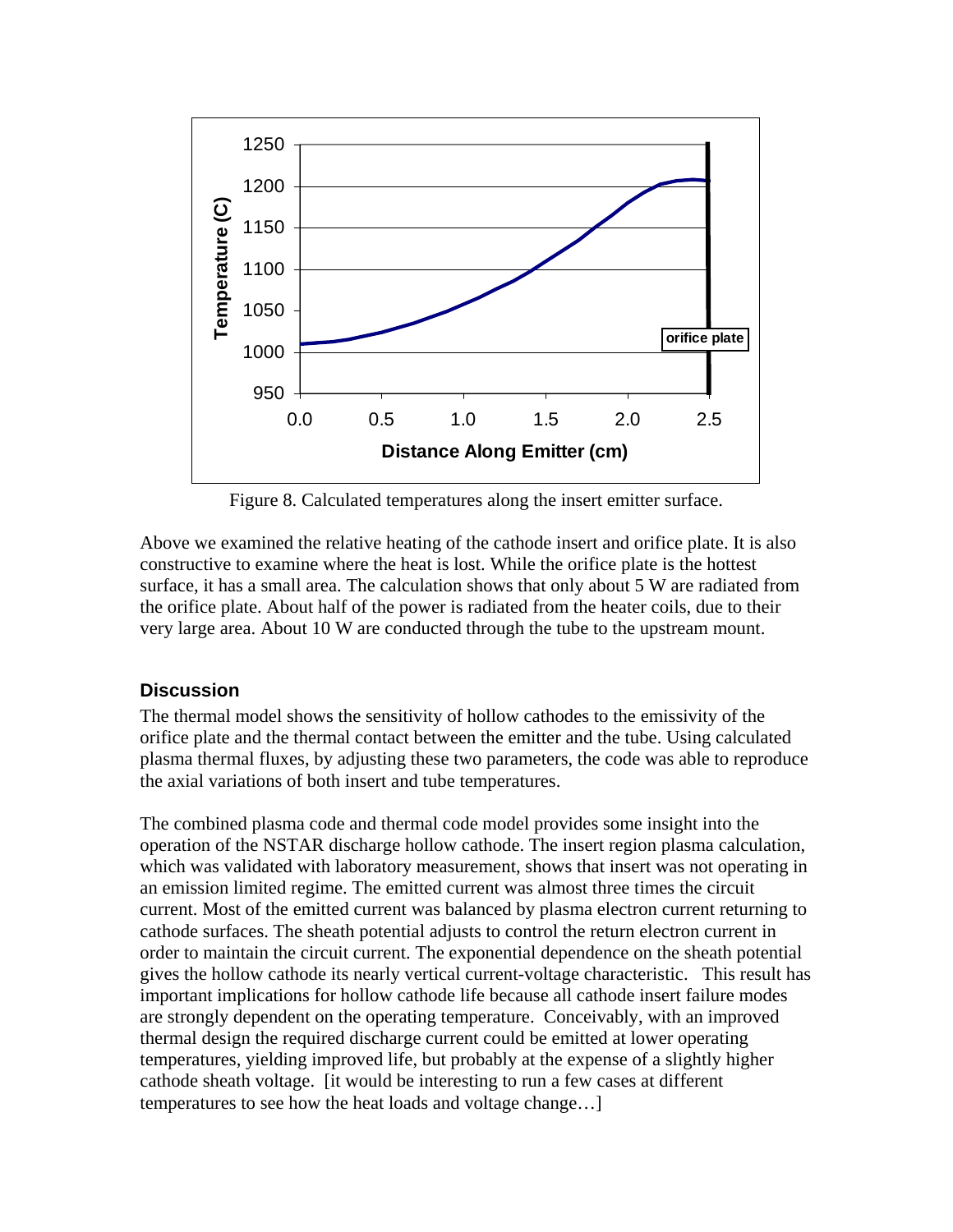Figure 8. Calculated temperatures along the insert emitter surface.

Above we examined the relative heating of the cathode insert and orifice plate. It is also constructive to examine where the heat is lost. While the orifice plate is the hottest surface, it has a small area. The calculation shows that only about 5 W are radiated from the orifice plate. About half of the power is radiated from the heater coils, due to their very large area. About 10 W are conducted through the tube to the upstream mount.

## Discussion

The thermal model shows the sensitivity of hollow cathodes to the emissivity of the orifice plate and the thermal contact between the emitter and the tube. Using calculated plasma thermal fluxes, by adjusting these two parameters, the code was able to reproduce the axial variations of both insert and tube temperatures.

The combined plasma code and thermal code model provides some insight into the operation of the NSTAR discharge hollow cathode. The insert region plasma calculation, which was validated with laboratory measurement, shows that insert was not operating in an emission limited regime. The emitted current was almost three times the circuit current. Most of the emitted current was balanced by plasma electron current returning to cathode surfaces. The sheath potential adjusts to control the return electron current in order to maintain the circuit current. The exponential dependence on the sheath potential gives the hollow cathode its nearly vertical current-voltage characteristic. This result has important implications for hollow cathode life because all cathode insert failure modes are strongly dependent on the operating temperature. Conceivably, with an improved thermal design the required discharge current could be emitted at lower operating temperatures, yielding improved life, but probably at the expense of a slightly higher cathode sheath voltage. [it would be interesting to run a few cases at different temperatures to see how the heat loads and voltage change…]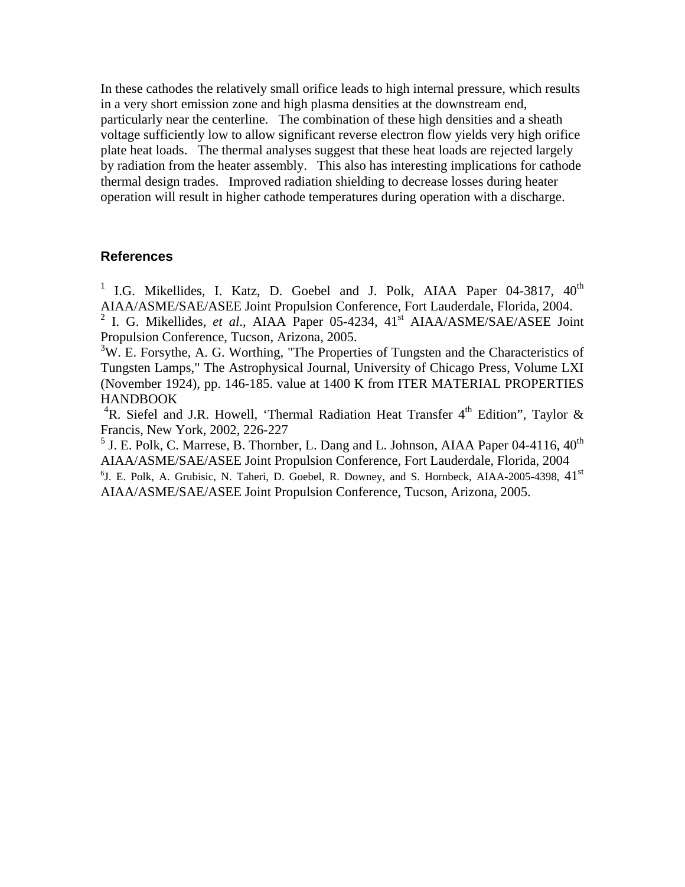In these cathodes the relatively small orifice leads to high internal pressure, which results in a very short emission zone and high plasma densities at the downstream end, particularly near the centerline. The combination of these high densities and a sheath voltage sufficiently low to allow significant reverse electron flow yields very high orifice plate heat loads. The thermal analyses suggest that these heat loads are rejected largely by radiation from the heater assembly. This also has interesting implications for cathode thermal design trades. Improved radiation shielding to decrease losses during heater operation will result in higher cathode temperatures during operation with a discharge.

## References

[1] I.G. Mikellides, I. Katz, D. Goebel and J. Polk, AIAA Paper 04-3817, 40th AIAA/ASME/SAE/ASEE Joint Propulsion Conference, Fort Lauderdale, Florida, 2004.

[2] I. G. Mikellides, *et al*., AIAA Paper 05-4234, 41st AIAA/ASME/SAE/ASEE Joint Propulsion Conference, Tucson, Arizona, 2005.

[3] W. E. Forsythe, A. G. Worthing, "The Properties of Tungsten and the Characteristics of Tungsten Lamps," The Astrophysical Journal, University of Chicago Press, Volume LXI (November 1924), pp. 146-185. value at 1400 K from ITER MATERIAL PROPERTIES HANDBOOK

[4] R. Siefel and J.R. Howell, 'Thermal Radiation Heat Transfer 4th Edition", Taylor & Francis, New York, 2002, 226-227

[5] J. E. Polk, C. Marrese, B. Thornber, L. Dang and L. Johnson, AIAA Paper 04-4116, 40th AIAA/ASME/SAE/ASEE Joint Propulsion Conference, Fort Lauderdale, Florida, 2004

[6] J. E. Polk, A. Grubisic, N. Taheri, D. Goebel, R. Downey, and S. Hornbeck, AIAA-2005-4398, 41st AIAA/ASME/SAE/ASEE Joint Propulsion Conference, Tucson, Arizona, 2005.